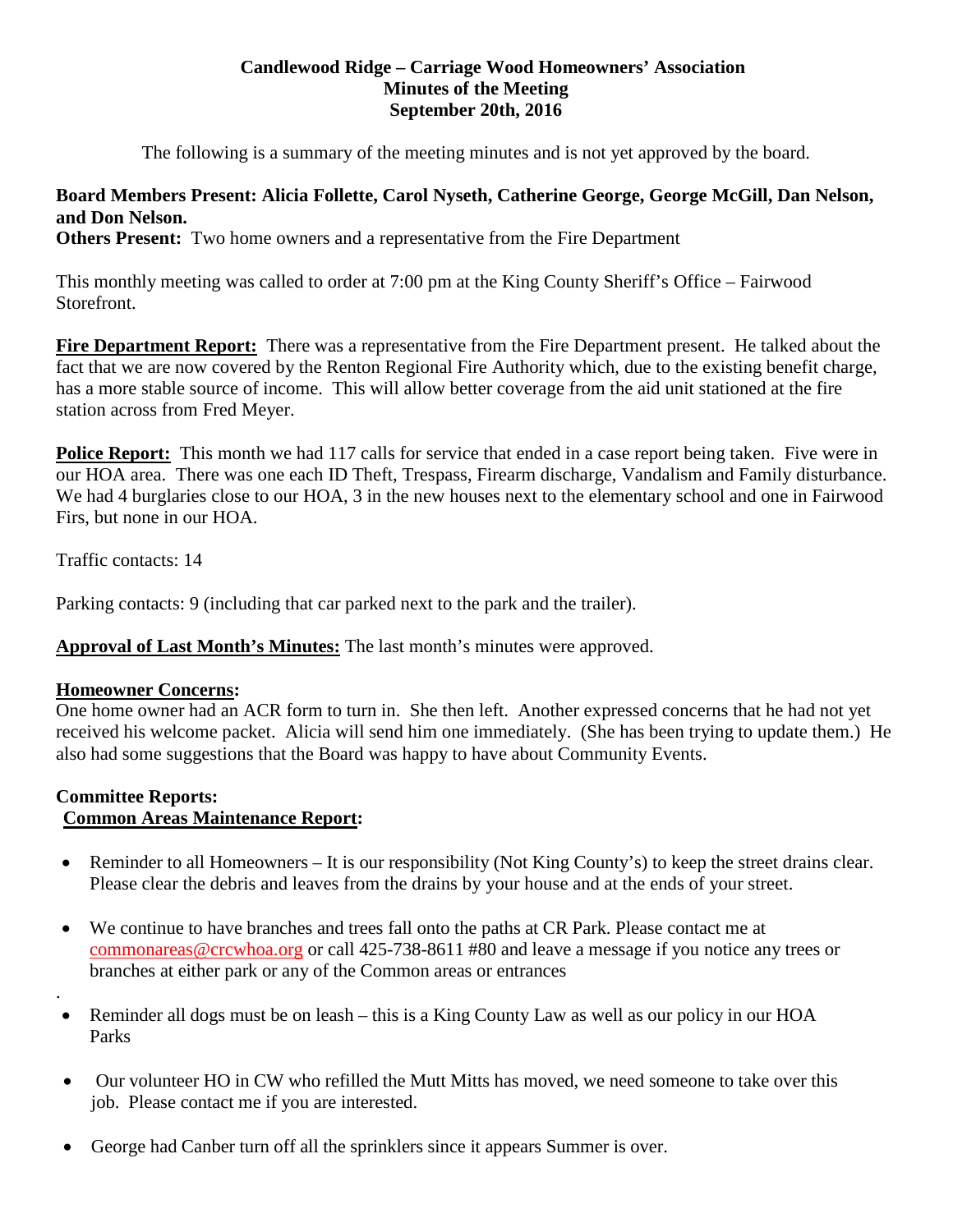**Candlewood Ridge – Carriage Wood Homeowners' Association**
**Minutes of the Meeting**
**September 20th, 2016**

The following is a summary of the meeting minutes and is not yet approved by the board.

**Board Members Present: Alicia Follette, Carol Nyseth, Catherine George, George McGill, Dan Nelson, and Don Nelson.**
**Others Present:** Two home owners and a representative from the Fire Department

This monthly meeting was called to order at 7:00 pm at the King County Sheriff's Office – Fairwood Storefront.

**Fire Department Report:** There was a representative from the Fire Department present. He talked about the fact that we are now covered by the Renton Regional Fire Authority which, due to the existing benefit charge, has a more stable source of income. This will allow better coverage from the aid unit stationed at the fire station across from Fred Meyer.

**Police Report:** This month we had 117 calls for service that ended in a case report being taken. Five were in our HOA area. There was one each ID Theft, Trespass, Firearm discharge, Vandalism and Family disturbance. We had 4 burglaries close to our HOA, 3 in the new houses next to the elementary school and one in Fairwood Firs, but none in our HOA.

Traffic contacts: 14

Parking contacts: 9 (including that car parked next to the park and the trailer).

**Approval of Last Month's Minutes:** The last month's minutes were approved.

**Homeowner Concerns:**
One home owner had an ACR form to turn in. She then left. Another expressed concerns that he had not yet received his welcome packet. Alicia will send him one immediately. (She has been trying to update them.) He also had some suggestions that the Board was happy to have about Community Events.

**Committee Reports:**
**Common Areas Maintenance Report:**

- Reminder to all Homeowners – It is our responsibility (Not King County's) to keep the street drains clear. Please clear the debris and leaves from the drains by your house and at the ends of your street.
- We continue to have branches and trees fall onto the paths at CR Park. Please contact me at commonareas@crcwhoa.org or call 425-738-8611 #80 and leave a message if you notice any trees or branches at either park or any of the Common areas or entrances
- Reminder all dogs must be on leash – this is a King County Law as well as our policy in our HOA Parks
- Our volunteer HO in CW who refilled the Mutt Mitts has moved, we need someone to take over this job. Please contact me if you are interested.
- George had Canber turn off all the sprinklers since it appears Summer is over.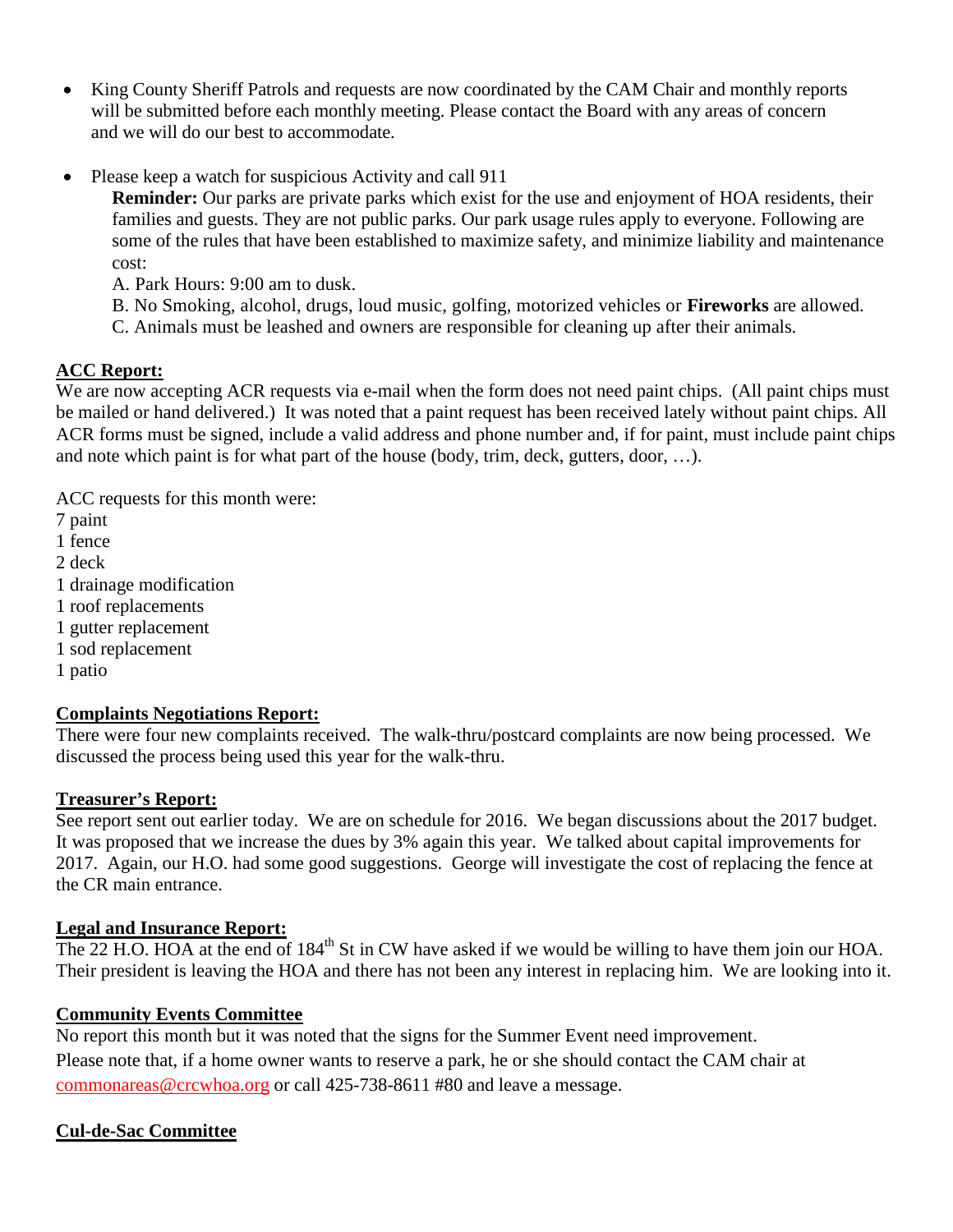- King County Sheriff Patrols and requests are now coordinated by the CAM Chair and monthly reports will be submitted before each monthly meeting. Please contact the Board with any areas of concern and we will do our best to accommodate.

- Please keep a watch for suspicious Activity and call 911

  **Reminder:** Our parks are private parks which exist for the use and enjoyment of HOA residents, their families and guests. They are not public parks. Our park usage rules apply to everyone. Following are some of the rules that have been established to maximize safety, and minimize liability and maintenance cost:

  A. Park Hours: 9:00 am to dusk.

  B. No Smoking, alcohol, drugs, loud music, golfing, motorized vehicles or **Fireworks** are allowed.

  C. Animals must be leashed and owners are responsible for cleaning up after their animals.

**ACC Report:**

We are now accepting ACR requests via e-mail when the form does not need paint chips. (All paint chips must be mailed or hand delivered.) It was noted that a paint request has been received lately without paint chips. All ACR forms must be signed, include a valid address and phone number and, if for paint, must include paint chips and note which paint is for what part of the house (body, trim, deck, gutters, door, …).

ACC requests for this month were:

7 paint
1 fence
2 deck
1 drainage modification
1 roof replacements
1 gutter replacement
1 sod replacement
1 patio

**Complaints Negotiations Report:**

There were four new complaints received. The walk-thru/postcard complaints are now being processed. We discussed the process being used this year for the walk-thru.

**Treasurer's Report:**

See report sent out earlier today. We are on schedule for 2016. We began discussions about the 2017 budget. It was proposed that we increase the dues by 3% again this year. We talked about capital improvements for 2017. Again, our H.O. had some good suggestions. George will investigate the cost of replacing the fence at the CR main entrance.

**Legal and Insurance Report:**

The 22 H.O. HOA at the end of 184th St in CW have asked if we would be willing to have them join our HOA. Their president is leaving the HOA and there has not been any interest in replacing him. We are looking into it.

**Community Events Committee**

No report this month but it was noted that the signs for the Summer Event need improvement.
Please note that, if a home owner wants to reserve a park, he or she should contact the CAM chair at commonareas@crcwhoa.org or call 425-738-8611 #80 and leave a message.

**Cul-de-Sac Committee**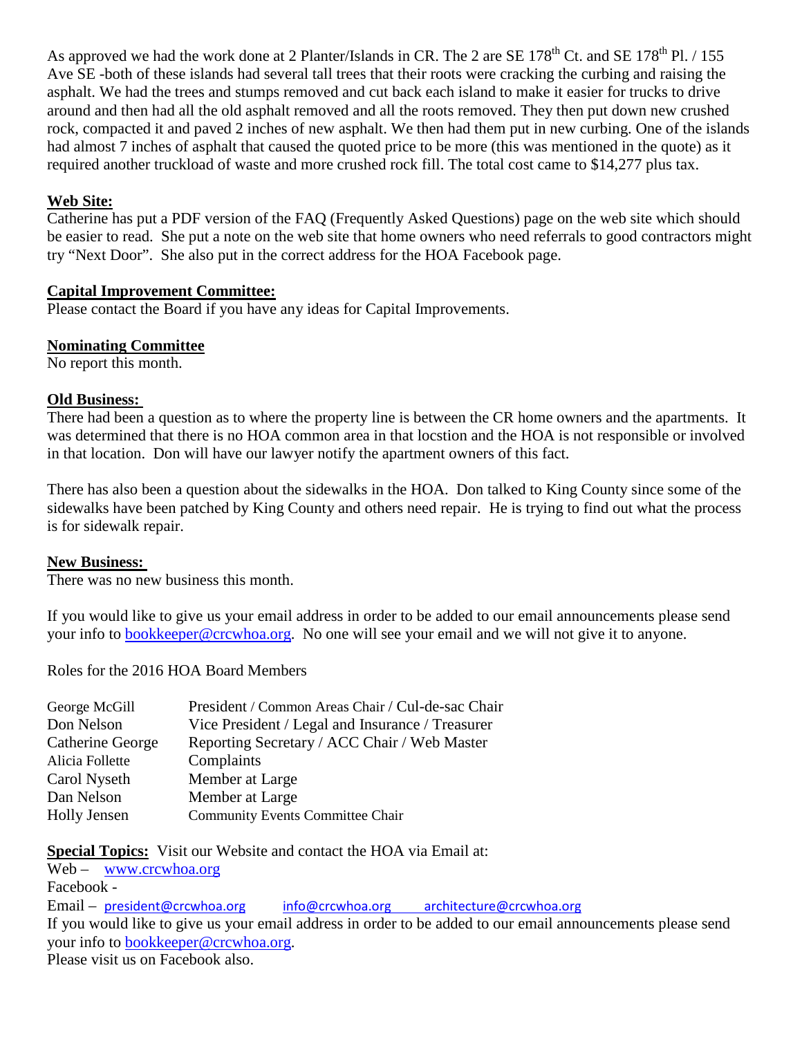As approved we had the work done at 2 Planter/Islands in CR. The 2 are SE 178th Ct. and SE 178th Pl. / 155 Ave SE -both of these islands had several tall trees that their roots were cracking the curbing and raising the asphalt. We had the trees and stumps removed and cut back each island to make it easier for trucks to drive around and then had all the old asphalt removed and all the roots removed. They then put down new crushed rock, compacted it and paved 2 inches of new asphalt. We then had them put in new curbing. One of the islands had almost 7 inches of asphalt that caused the quoted price to be more (this was mentioned in the quote) as it required another truckload of waste and more crushed rock fill. The total cost came to $14,277 plus tax.

**Web Site:**
Catherine has put a PDF version of the FAQ (Frequently Asked Questions) page on the web site which should be easier to read. She put a note on the web site that home owners who need referrals to good contractors might try "Next Door". She also put in the correct address for the HOA Facebook page.

**Capital Improvement Committee:**
Please contact the Board if you have any ideas for Capital Improvements.

**Nominating Committee**
No report this month.

**Old Business:**
There had been a question as to where the property line is between the CR home owners and the apartments. It was determined that there is no HOA common area in that locstion and the HOA is not responsible or involved in that location. Don will have our lawyer notify the apartment owners of this fact.

There has also been a question about the sidewalks in the HOA. Don talked to King County since some of the sidewalks have been patched by King County and others need repair. He is trying to find out what the process is for sidewalk repair.

**New Business:**
There was no new business this month.

If you would like to give us your email address in order to be added to our email announcements please send your info to bookkeeper@crcwhoa.org. No one will see your email and we will not give it to anyone.

Roles for the 2016 HOA Board Members

| | |
|---|---|
| George McGill | President / Common Areas Chair / Cul-de-sac Chair |
| Don Nelson | Vice President / Legal and Insurance / Treasurer |
| Catherine George | Reporting Secretary / ACC Chair / Web Master |
| Alicia Follette | Complaints |
| Carol Nyseth | Member at Large |
| Dan Nelson | Member at Large |
| Holly Jensen | Community Events Committee Chair |

**Special Topics:** Visit our Website and contact the HOA via Email at:
Web – www.crcwhoa.org
Facebook -
Email – president@crcwhoa.org info@crcwhoa.org architecture@crcwhoa.org
If you would like to give us your email address in order to be added to our email announcements please send your info to bookkeeper@crcwhoa.org.
Please visit us on Facebook also.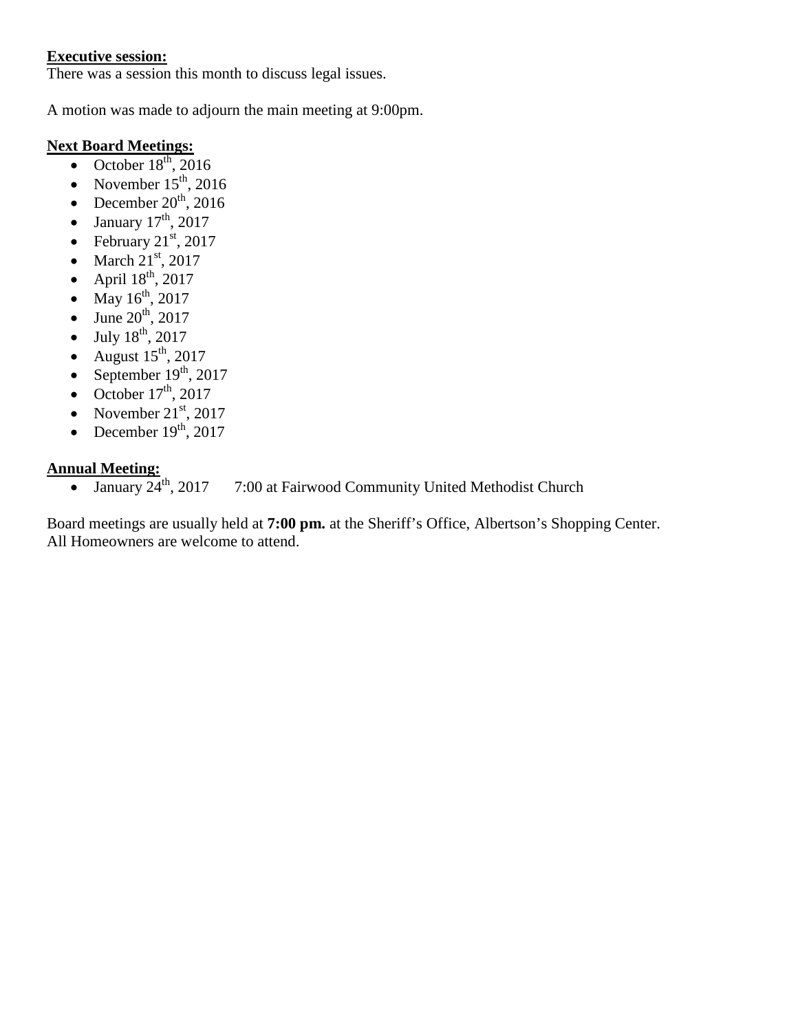**Executive session:**
There was a session this month to discuss legal issues.

A motion was made to adjourn the main meeting at 9:00pm.

**Next Board Meetings:**

- October 18th, 2016
- November 15th, 2016
- December 20th, 2016
- January 17th, 2017
- February 21st, 2017
- March 21st, 2017
- April 18th, 2017
- May 16th, 2017
- June 20th, 2017
- July 18th, 2017
- August 15th, 2017
- September 19th, 2017
- October 17th, 2017
- November 21st, 2017
- December 19th, 2017

**Annual Meeting:**

- January 24th, 2017 7:00 at Fairwood Community United Methodist Church

Board meetings are usually held at **7:00 pm.** at the Sheriff's Office, Albertson's Shopping Center.
All Homeowners are welcome to attend.